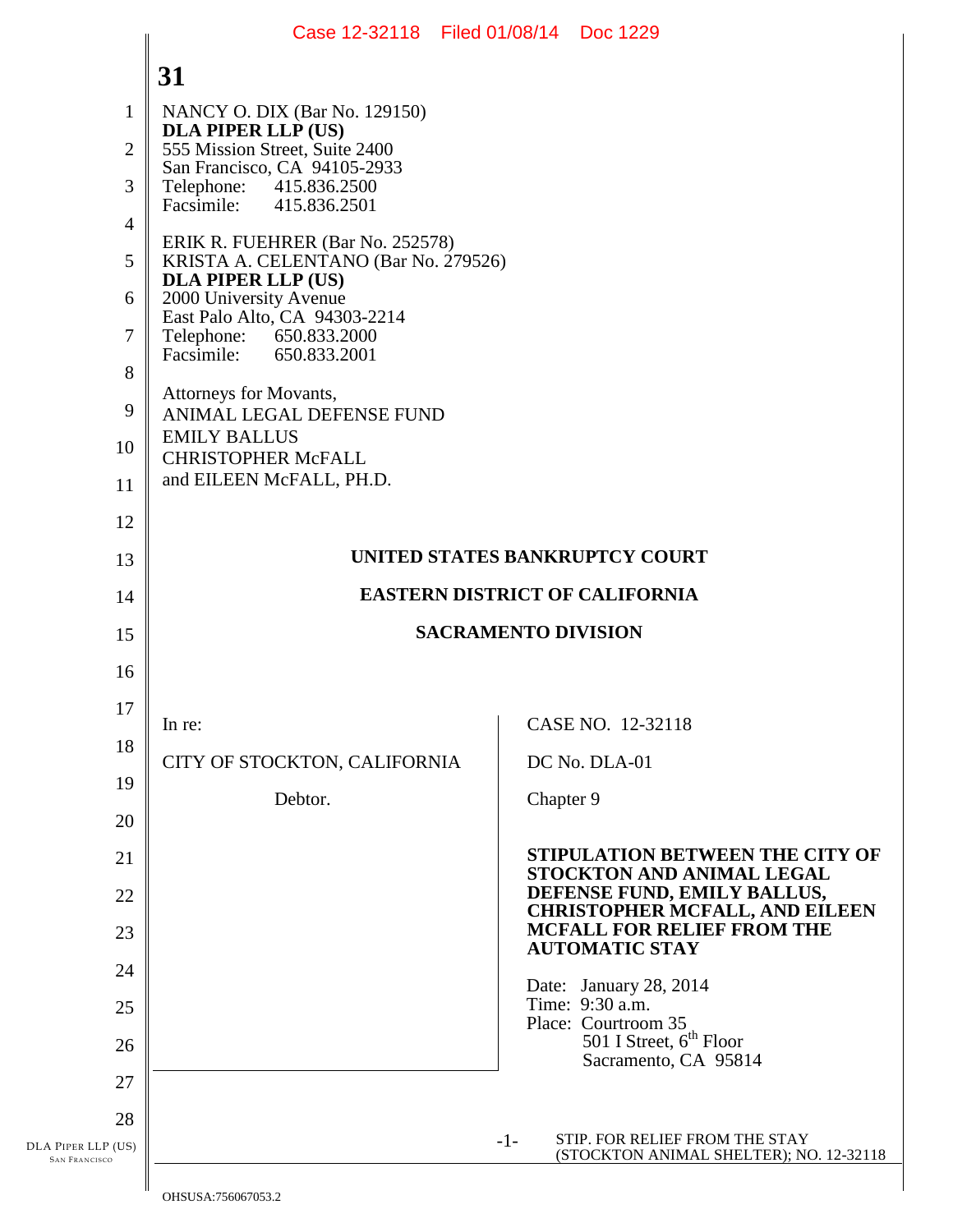**31**

NANCY O. DIX (Bar No. 129150)
**DLA PIPER LLP (US)**
555 Mission Street, Suite 2400
San Francisco, CA 94105-2933
Telephone: 415.836.2500
Facsimile: 415.836.2501

ERIK R. FUEHRER (Bar No. 252578)
KRISTA A. CELENTANO (Bar No. 279526)
**DLA PIPER LLP (US)**
2000 University Avenue
East Palo Alto, CA 94303-2214
Telephone: 650.833.2000
Facsimile: 650.833.2001

Attorneys for Movants,
ANIMAL LEGAL DEFENSE FUND
EMILY BALLUS
CHRISTOPHER McFALL
and EILEEN McFALL, PH.D.

**UNITED STATES BANKRUPTCY COURT**

**EASTERN DISTRICT OF CALIFORNIA**

**SACRAMENTO DIVISION**

| | |
|---|---|
| In re:<br><br>CITY OF STOCKTON, CALIFORNIA<br><br>Debtor. | CASE NO. 12-32118<br><br>DC No. DLA-01<br><br>Chapter 9<br><br>**STIPULATION BETWEEN THE CITY OF STOCKTON AND ANIMAL LEGAL DEFENSE FUND, EMILY BALLUS, CHRISTOPHER MCFALL, AND EILEEN MCFALL FOR RELIEF FROM THE AUTOMATIC STAY**<br><br>Date: January 28, 2014<br>Time: 9:30 a.m.<br>Place: Courtroom 35<br>501 I Street, 6th Floor<br>Sacramento, CA 95814 |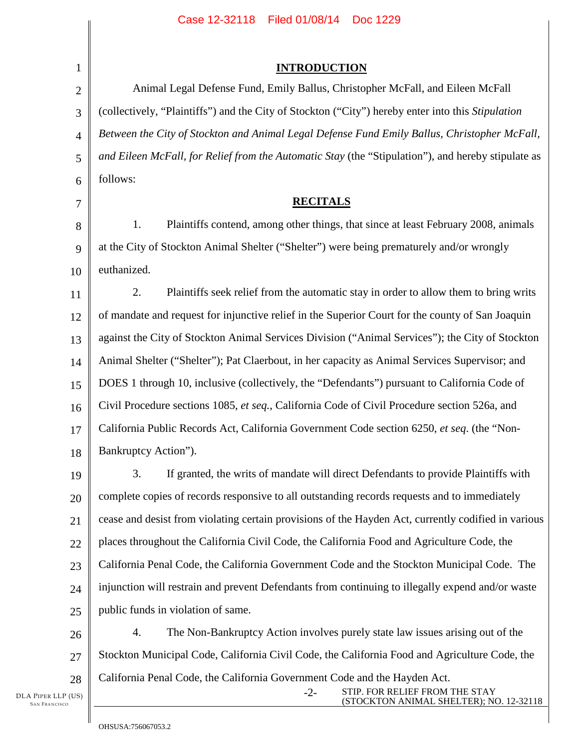## INTRODUCTION

Animal Legal Defense Fund, Emily Ballus, Christopher McFall, and Eileen McFall (collectively, "Plaintiffs") and the City of Stockton ("City") hereby enter into this *Stipulation Between the City of Stockton and Animal Legal Defense Fund Emily Ballus, Christopher McFall, and Eileen McFall, for Relief from the Automatic Stay* (the "Stipulation"), and hereby stipulate as follows:

## RECITALS

1. Plaintiffs contend, among other things, that since at least February 2008, animals at the City of Stockton Animal Shelter ("Shelter") were being prematurely and/or wrongly euthanized.

2. Plaintiffs seek relief from the automatic stay in order to allow them to bring writs of mandate and request for injunctive relief in the Superior Court for the county of San Joaquin against the City of Stockton Animal Services Division ("Animal Services"); the City of Stockton Animal Shelter ("Shelter"); Pat Claerbout, in her capacity as Animal Services Supervisor; and DOES 1 through 10, inclusive (collectively, the "Defendants") pursuant to California Code of Civil Procedure sections 1085, *et seq.*, California Code of Civil Procedure section 526a, and California Public Records Act, California Government Code section 6250, *et seq*. (the "Non-Bankruptcy Action").

3. If granted, the writs of mandate will direct Defendants to provide Plaintiffs with complete copies of records responsive to all outstanding records requests and to immediately cease and desist from violating certain provisions of the Hayden Act, currently codified in various places throughout the California Civil Code, the California Food and Agriculture Code, the California Penal Code, the California Government Code and the Stockton Municipal Code. The injunction will restrain and prevent Defendants from continuing to illegally expend and/or waste public funds in violation of same.

4. The Non-Bankruptcy Action involves purely state law issues arising out of the Stockton Municipal Code, California Civil Code, the California Food and Agriculture Code, the California Penal Code, the California Government Code and the Hayden Act.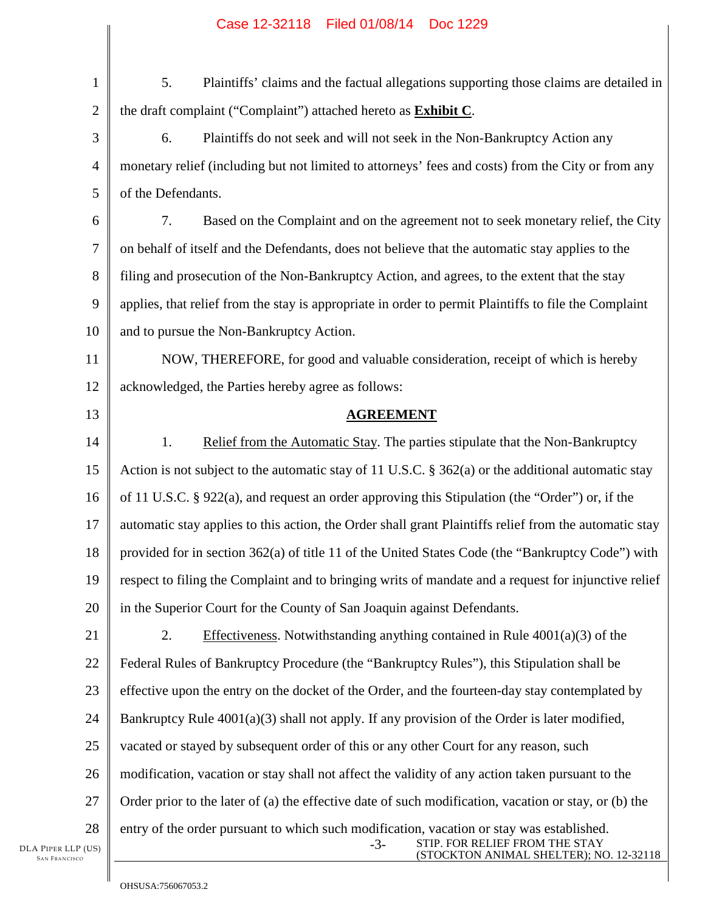5. Plaintiffs' claims and the factual allegations supporting those claims are detailed in the draft complaint ("Complaint") attached hereto as **Exhibit C**.

6. Plaintiffs do not seek and will not seek in the Non-Bankruptcy Action any monetary relief (including but not limited to attorneys' fees and costs) from the City or from any of the Defendants.

7. Based on the Complaint and on the agreement not to seek monetary relief, the City on behalf of itself and the Defendants, does not believe that the automatic stay applies to the filing and prosecution of the Non-Bankruptcy Action, and agrees, to the extent that the stay applies, that relief from the stay is appropriate in order to permit Plaintiffs to file the Complaint and to pursue the Non-Bankruptcy Action.

NOW, THEREFORE, for good and valuable consideration, receipt of which is hereby acknowledged, the Parties hereby agree as follows:

## AGREEMENT

1. Relief from the Automatic Stay. The parties stipulate that the Non-Bankruptcy Action is not subject to the automatic stay of 11 U.S.C. § 362(a) or the additional automatic stay of 11 U.S.C. § 922(a), and request an order approving this Stipulation (the "Order") or, if the automatic stay applies to this action, the Order shall grant Plaintiffs relief from the automatic stay provided for in section 362(a) of title 11 of the United States Code (the "Bankruptcy Code") with respect to filing the Complaint and to bringing writs of mandate and a request for injunctive relief in the Superior Court for the County of San Joaquin against Defendants.

2. Effectiveness. Notwithstanding anything contained in Rule 4001(a)(3) of the Federal Rules of Bankruptcy Procedure (the "Bankruptcy Rules"), this Stipulation shall be effective upon the entry on the docket of the Order, and the fourteen-day stay contemplated by Bankruptcy Rule 4001(a)(3) shall not apply. If any provision of the Order is later modified, vacated or stayed by subsequent order of this or any other Court for any reason, such modification, vacation or stay shall not affect the validity of any action taken pursuant to the Order prior to the later of (a) the effective date of such modification, vacation or stay, or (b) the entry of the order pursuant to which such modification, vacation or stay was established.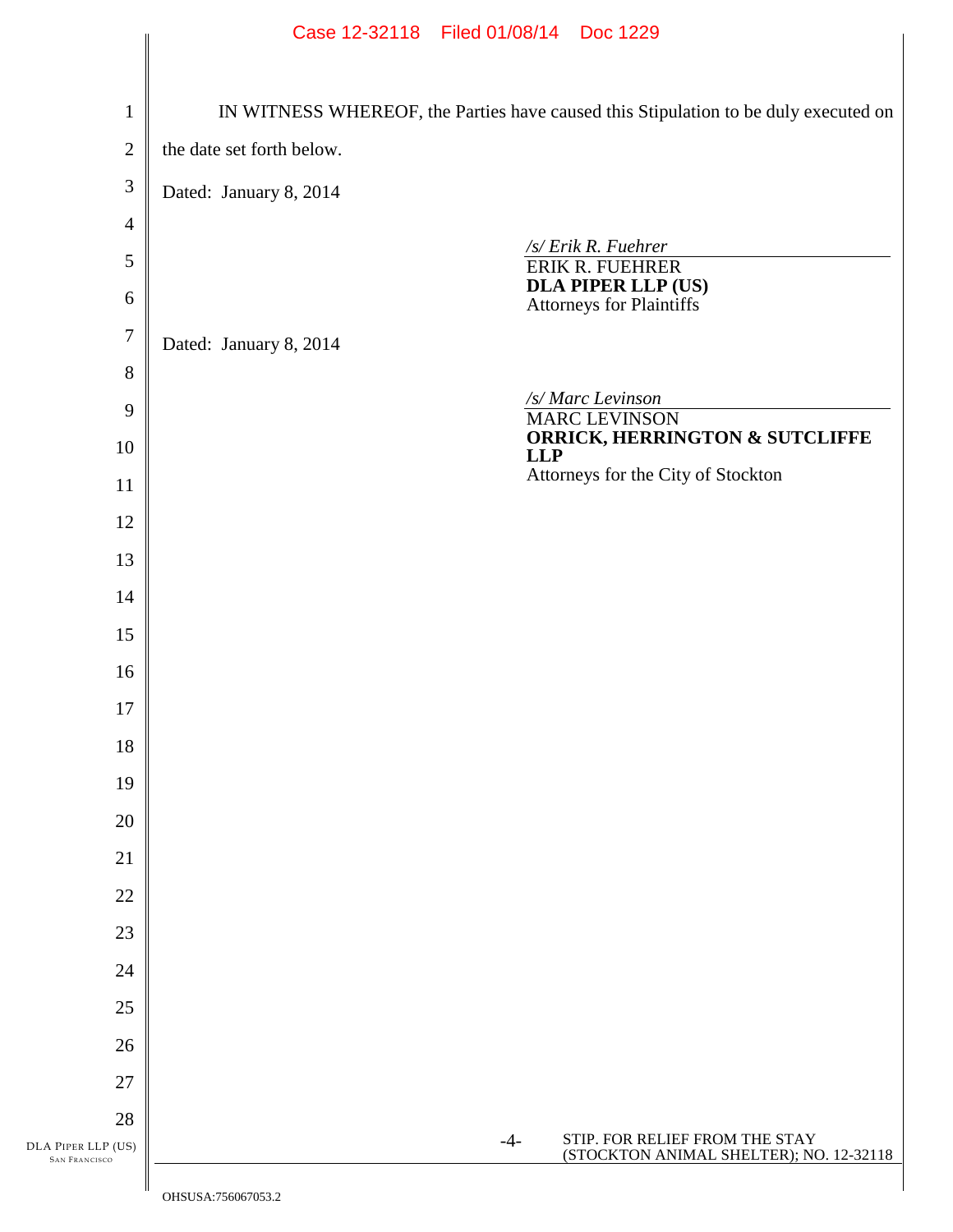IN WITNESS WHEREOF, the Parties have caused this Stipulation to be duly executed on the date set forth below.

Dated: January 8, 2014

*/s/ Erik R. Fuehrer*
ERIK R. FUEHRER
**DLA PIPER LLP (US)**
Attorneys for Plaintiffs

Dated: January 8, 2014

*/s/ Marc Levinson*
MARC LEVINSON
**ORRICK, HERRINGTON & SUTCLIFFE LLP**
Attorneys for the City of Stockton